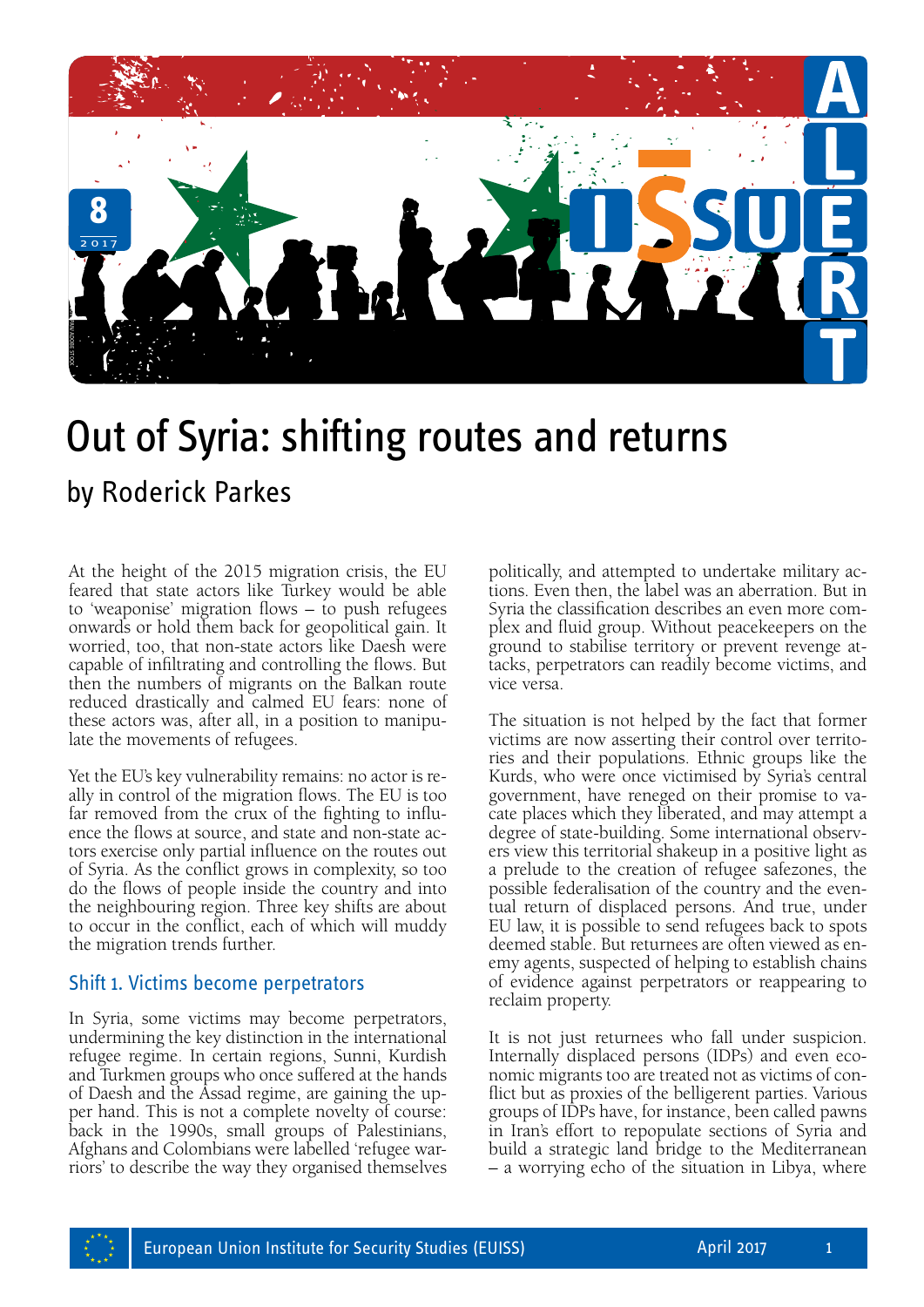# Out of Syria: shifting routes and returns

## by Roderick Parkes

At the height of the 2015 migration crisis, the EU feared that state actors like Turkey would be able to 'weaponise' migration flows – to push refugees onwards or hold them back for geopolitical gain. It worried, too, that non-state actors like Daesh were capable of infiltrating and controlling the flows. But then the numbers of migrants on the Balkan route reduced drastically and calmed EU fears: none of these actors was, after all, in a position to manipulate the movements of refugees.

Yet the EU's key vulnerability remains: no actor is really in control of the migration flows. The EU is too far removed from the crux of the fighting to influence the flows at source, and state and non-state actors exercise only partial influence on the routes out of Syria. As the conflict grows in complexity, so too do the flows of people inside the country and into the neighbouring region. Three key shifts are about to occur in the conflict, each of which will muddy the migration trends further.

### Shift 1. Victims become perpetrators

In Syria, some victims may become perpetrators, undermining the key distinction in the international refugee regime. In certain regions, Sunni, Kurdish and Turkmen groups who once suffered at the hands of Daesh and the Assad regime, are gaining the upper hand. This is not a complete novelty of course: back in the 1990s, small groups of Palestinians, Afghans and Colombians were labelled 'refugee warriors' to describe the way they organised themselves politically, and attempted to undertake military actions. Even then, the label was an aberration. But in Syria the classification describes an even more complex and fluid group. Without peacekeepers on the ground to stabilise territory or prevent revenge attacks, perpetrators can readily become victims, and vice versa.

The situation is not helped by the fact that former victims are now asserting their control over territories and their populations. Ethnic groups like the Kurds, who were once victimised by Syria's central government, have reneged on their promise to vacate places which they liberated, and may attempt a degree of state-building. Some international observers view this territorial shakeup in a positive light as a prelude to the creation of refugee safezones, the possible federalisation of the country and the eventual return of displaced persons. And true, under EU law, it is possible to send refugees back to spots deemed stable. But returnees are often viewed as enemy agents, suspected of helping to establish chains of evidence against perpetrators or reappearing to reclaim property.

It is not just returnees who fall under suspicion. Internally displaced persons (IDPs) and even economic migrants too are treated not as victims of conflict but as proxies of the belligerent parties. Various groups of IDPs have, for instance, been called pawns in Iran's effort to repopulate sections of Syria and build a strategic land bridge to the Mediterranean – a worrying echo of the situation in Libya, where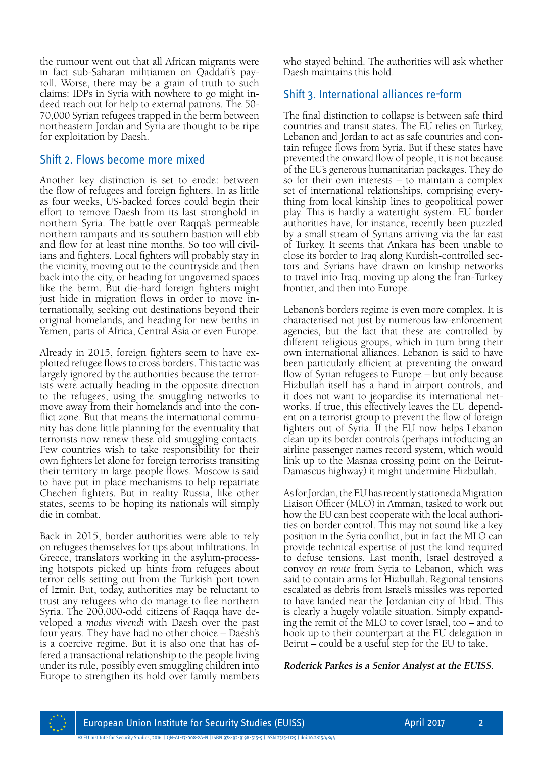the rumour went out that all African migrants were in fact sub-Saharan militiamen on Qaddafi's payroll. Worse, there may be a grain of truth to such claims: IDPs in Syria with nowhere to go might indeed reach out for help to external patrons. The 50-70,000 Syrian refugees trapped in the berm between northeastern Jordan and Syria are thought to be ripe for exploitation by Daesh.

## Shift 2. Flows become more mixed

Another key distinction is set to erode: between the flow of refugees and foreign fighters. In as little as four weeks, US-backed forces could begin their effort to remove Daesh from its last stronghold in northern Syria. The battle over Raqqa's permeable northern ramparts and its southern bastion will ebb and flow for at least nine months. So too will civilians and fighters. Local fighters will probably stay in the vicinity, moving out to the countryside and then back into the city, or heading for ungoverned spaces like the berm. But die-hard foreign fighters might just hide in migration flows in order to move internationally, seeking out destinations beyond their original homelands, and heading for new berths in Yemen, parts of Africa, Central Asia or even Europe.

Already in 2015, foreign fighters seem to have exploited refugee flows to cross borders. This tactic was largely ignored by the authorities because the terrorists were actually heading in the opposite direction to the refugees, using the smuggling networks to move away from their homelands and into the conflict zone. But that means the international community has done little planning for the eventuality that terrorists now renew these old smuggling contacts. Few countries wish to take responsibility for their own fighters let alone for foreign terrorists transiting their territory in large people flows. Moscow is said to have put in place mechanisms to help repatriate Chechen fighters. But in reality Russia, like other states, seems to be hoping its nationals will simply die in combat.

Back in 2015, border authorities were able to rely on refugees themselves for tips about infiltrations. In Greece, translators working in the asylum-processing hotspots picked up hints from refugees about terror cells setting out from the Turkish port town of Izmir. But, today, authorities may be reluctant to trust any refugees who do manage to flee northern Syria. The 200,000-odd citizens of Raqqa have developed a *modus vivendi* with Daesh over the past four years. They have had no other choice – Daesh's is a coercive regime. But it is also one that has offered a transactional relationship to the people living under its rule, possibly even smuggling children into Europe to strengthen its hold over family members who stayed behind. The authorities will ask whether Daesh maintains this hold.

## Shift 3. International alliances re-form

The final distinction to collapse is between safe third countries and transit states. The EU relies on Turkey, Lebanon and Jordan to act as safe countries and contain refugee flows from Syria. But if these states have prevented the onward flow of people, it is not because of the EU's generous humanitarian packages. They do so for their own interests – to maintain a complex set of international relationships, comprising everything from local kinship lines to geopolitical power play. This is hardly a watertight system. EU border authorities have, for instance, recently been puzzled by a small stream of Syrians arriving via the far east of Turkey. It seems that Ankara has been unable to close its border to Iraq along Kurdish-controlled sectors and Syrians have drawn on kinship networks to travel into Iraq, moving up along the Iran-Turkey frontier, and then into Europe.

Lebanon's borders regime is even more complex. It is characterised not just by numerous law-enforcement agencies, but the fact that these are controlled by different religious groups, which in turn bring their own international alliances. Lebanon is said to have been particularly efficient at preventing the onward flow of Syrian refugees to Europe – but only because Hizbullah itself has a hand in airport controls, and it does not want to jeopardise its international networks. If true, this effectively leaves the EU dependent on a terrorist group to prevent the flow of foreign fighters out of Syria. If the EU now helps Lebanon clean up its border controls (perhaps introducing an airline passenger names record system, which would link up to the Masnaa crossing point on the Beirut-Damascus highway) it might undermine Hizbullah.

As for Jordan, the EU has recently stationed a Migration Liaison Officer (MLO) in Amman, tasked to work out how the EU can best cooperate with the local authorities on border control. This may not sound like a key position in the Syria conflict, but in fact the MLO can provide technical expertise of just the kind required to defuse tensions. Last month, Israel destroyed a convoy *en route* from Syria to Lebanon, which was said to contain arms for Hizbullah. Regional tensions escalated as debris from Israel's missiles was reported to have landed near the Jordanian city of Irbid. This is clearly a hugely volatile situation. Simply expanding the remit of the MLO to cover Israel, too – and to hook up to their counterpart at the EU delegation in Beirut – could be a useful step for the EU to take.

***Roderick Parkes is a Senior Analyst at the EUISS.***

© EU Institute for Security Studies, 2016. | QN-AL-17-008-2A-N | ISBN 978-92-9198-515-9 | ISSN 2315-1129 | doi:10.2815/4844